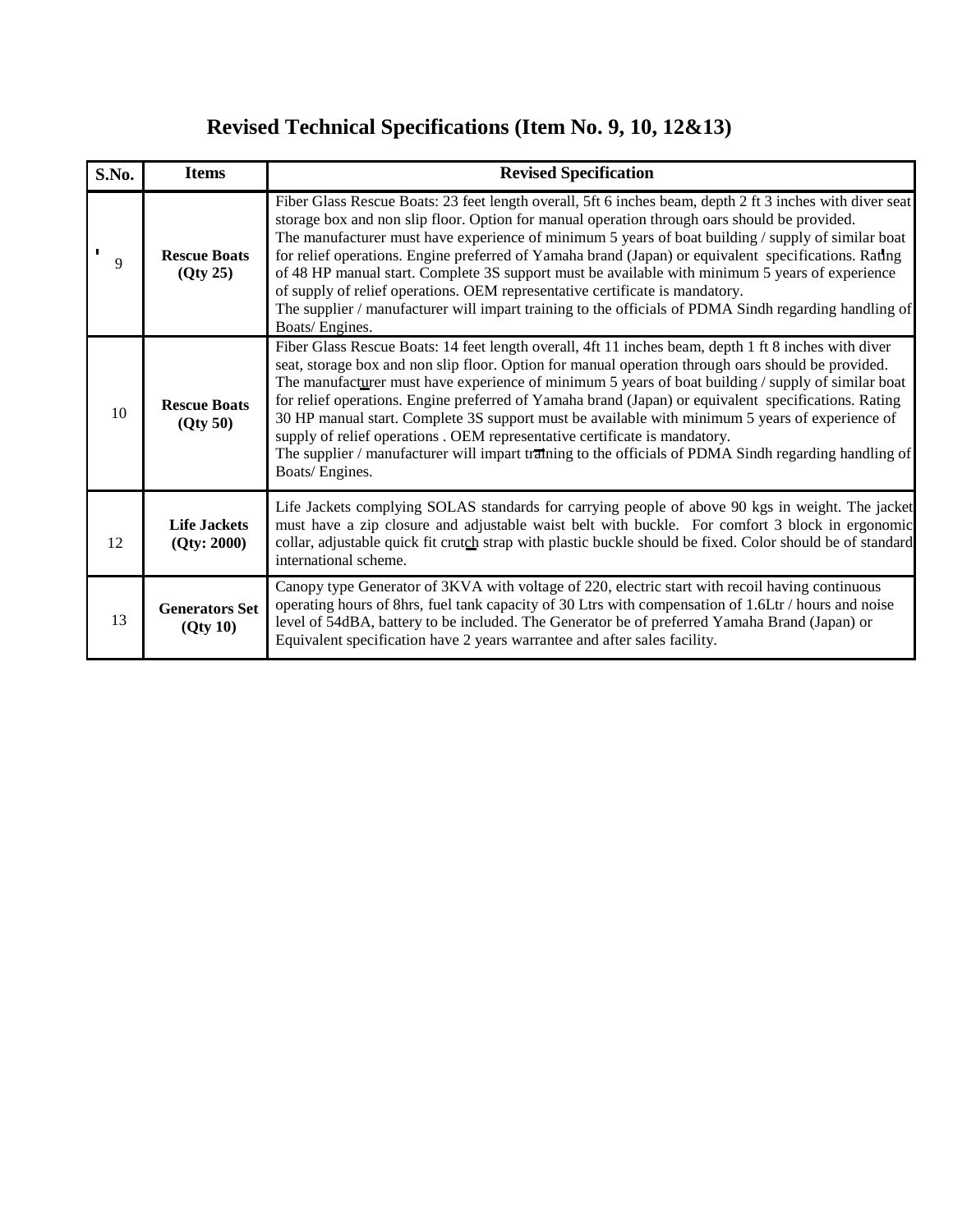# Revised Technical Specifications (Item No. 9, 10, 12&13)

| S.No. | Items | Revised Specification |
|---|---|---|
| 9 | **Rescue Boats (Qty 25)** | Fiber Glass Rescue Boats: 23 feet length overall, 5ft 6 inches beam, depth 2 ft 3 inches with diver seat storage box and non slip floor. Option for manual operation through oars should be provided. The manufacturer must have experience of minimum 5 years of boat building / supply of similar boat for relief operations. Engine preferred of Yamaha brand (Japan) or equivalent specifications. Rating of 48 HP manual start. Complete 3S support must be available with minimum 5 years of experience of supply of relief operations. OEM representative certificate is mandatory. The supplier / manufacturer will impart training to the officials of PDMA Sindh regarding handling of Boats/ Engines. |
| 10 | **Rescue Boats (Qty 50)** | Fiber Glass Rescue Boats: 14 feet length overall, 4ft 11 inches beam, depth 1 ft 8 inches with diver seat, storage box and non slip floor. Option for manual operation through oars should be provided. The manufacturer must have experience of minimum 5 years of boat building / supply of similar boat for relief operations. Engine preferred of Yamaha brand (Japan) or equivalent specifications. Rating 30 HP manual start. Complete 3S support must be available with minimum 5 years of experience of supply of relief operations . OEM representative certificate is mandatory. The supplier / manufacturer will impart training to the officials of PDMA Sindh regarding handling of Boats/ Engines. |
| 12 | **Life Jackets (Qty: 2000)** | Life Jackets complying SOLAS standards for carrying people of above 90 kgs in weight. The jacket must have a zip closure and adjustable waist belt with buckle. For comfort 3 block in ergonomic collar, adjustable quick fit crutch strap with plastic buckle should be fixed. Color should be of standard international scheme. |
| 13 | **Generators Set (Qty 10)** | Canopy type Generator of 3KVA with voltage of 220, electric start with recoil having continuous operating hours of 8hrs, fuel tank capacity of 30 Ltrs with compensation of 1.6Ltr / hours and noise level of 54dBA, battery to be included. The Generator be of preferred Yamaha Brand (Japan) or Equivalent specification have 2 years warrantee and after sales facility. |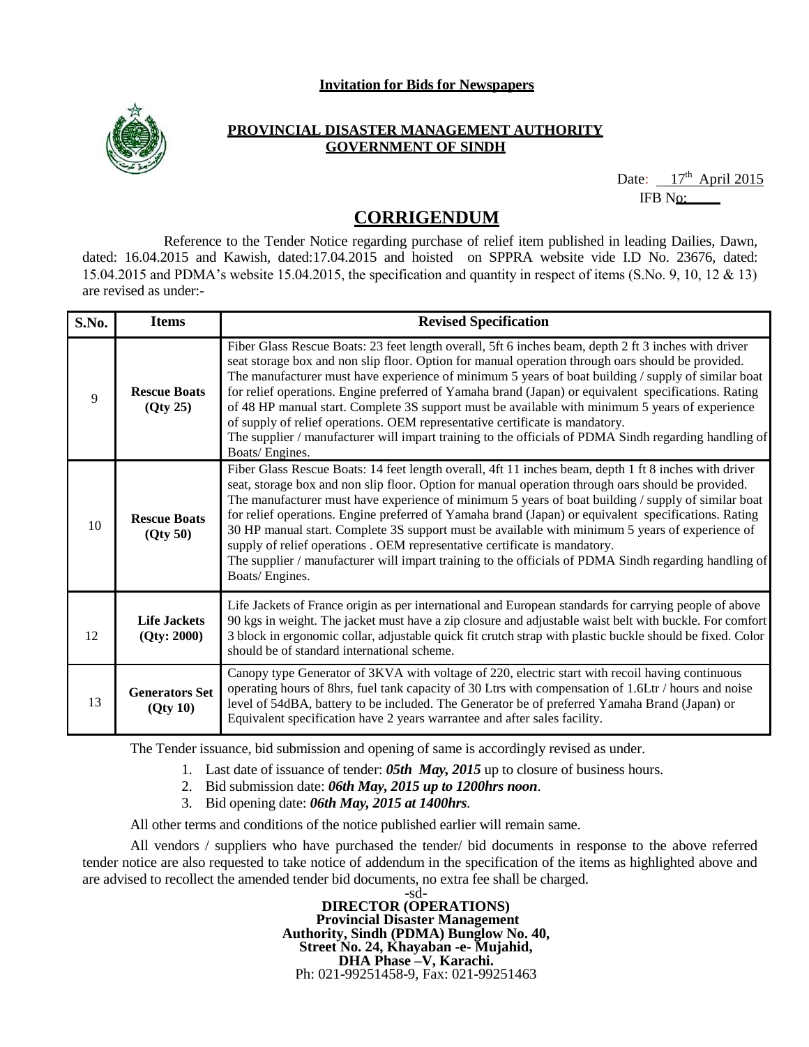**Invitation for Bids for Newspapers**

**PROVINCIAL DISASTER MANAGEMENT AUTHORITY**
**GOVERNMENT OF SINDH**

Date: 17th April 2015
IFB No:

# CORRIGENDUM

Reference to the Tender Notice regarding purchase of relief item published in leading Dailies, Dawn, dated: 16.04.2015 and Kawish, dated:17.04.2015 and hoisted on SPPRA website vide I.D No. 23676, dated: 15.04.2015 and PDMA's website 15.04.2015, the specification and quantity in respect of items (S.No. 9, 10, 12 & 13) are revised as under:-

| S.No. | Items | Revised Specification |
|---|---|---|
| 9 | **Rescue Boats (Qty 25)** | Fiber Glass Rescue Boats: 23 feet length overall, 5ft 6 inches beam, depth 2 ft 3 inches with driver seat storage box and non slip floor. Option for manual operation through oars should be provided. The manufacturer must have experience of minimum 5 years of boat building / supply of similar boat for relief operations. Engine preferred of Yamaha brand (Japan) or equivalent specifications. Rating of 48 HP manual start. Complete 3S support must be available with minimum 5 years of experience of supply of relief operations. OEM representative certificate is mandatory. The supplier / manufacturer will impart training to the officials of PDMA Sindh regarding handling of Boats/ Engines. |
| 10 | **Rescue Boats (Qty 50)** | Fiber Glass Rescue Boats: 14 feet length overall, 4ft 11 inches beam, depth 1 ft 8 inches with driver seat, storage box and non slip floor. Option for manual operation through oars should be provided. The manufacturer must have experience of minimum 5 years of boat building / supply of similar boat for relief operations. Engine preferred of Yamaha brand (Japan) or equivalent specifications. Rating 30 HP manual start. Complete 3S support must be available with minimum 5 years of experience of supply of relief operations . OEM representative certificate is mandatory. The supplier / manufacturer will impart training to the officials of PDMA Sindh regarding handling of Boats/ Engines. |
| 12 | **Life Jackets (Qty: 2000)** | Life Jackets of France origin as per international and European standards for carrying people of above 90 kgs in weight. The jacket must have a zip closure and adjustable waist belt with buckle. For comfort 3 block in ergonomic collar, adjustable quick fit crutch strap with plastic buckle should be fixed. Color should be of standard international scheme. |
| 13 | **Generators Set (Qty 10)** | Canopy type Generator of 3KVA with voltage of 220, electric start with recoil having continuous operating hours of 8hrs, fuel tank capacity of 30 Ltrs with compensation of 1.6Ltr / hours and noise level of 54dBA, battery to be included. The Generator be of preferred Yamaha Brand (Japan) or Equivalent specification have 2 years warrantee and after sales facility. |

The Tender issuance, bid submission and opening of same is accordingly revised as under.

1. Last date of issuance of tender: ***05th May, 2015*** up to closure of business hours.
2. Bid submission date: ***06th May, 2015 up to 1200hrs noon***.
3. Bid opening date: ***06th May, 2015 at 1400hrs***.

All other terms and conditions of the notice published earlier will remain same.

All vendors / suppliers who have purchased the tender/ bid documents in response to the above referred tender notice are also requested to take notice of addendum in the specification of the items as highlighted above and are advised to recollect the amended tender bid documents, no extra fee shall be charged.

-sd-
**DIRECTOR (OPERATIONS)**
**Provincial Disaster Management Authority, Sindh (PDMA) Bunglow No. 40, Street No. 24, Khayaban -e- Mujahid, DHA Phase –V, Karachi.**
Ph: 021-99251458-9, Fax: 021-99251463